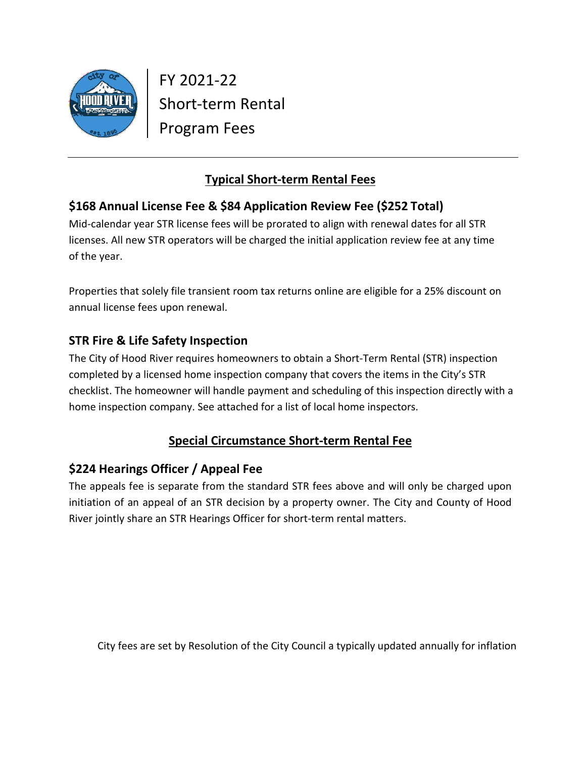# FY 2021-22
# Short-term Rental
# Program Fees

## Typical Short-term Rental Fees

### $168 Annual License Fee & $84 Application Review Fee ($252 Total)

Mid-calendar year STR license fees will be prorated to align with renewal dates for all STR licenses. All new STR operators will be charged the initial application review fee at any time of the year.

Properties that solely file transient room tax returns online are eligible for a 25% discount on annual license fees upon renewal.

### STR Fire & Life Safety Inspection

The City of Hood River requires homeowners to obtain a Short-Term Rental (STR) inspection completed by a licensed home inspection company that covers the items in the City's STR checklist. The homeowner will handle payment and scheduling of this inspection directly with a home inspection company. See attached for a list of local home inspectors.

## Special Circumstance Short-term Rental Fee

### $224 Hearings Officer / Appeal Fee

The appeals fee is separate from the standard STR fees above and will only be charged upon initiation of an appeal of an STR decision by a property owner. The City and County of Hood River jointly share an STR Hearings Officer for short-term rental matters.

City fees are set by Resolution of the City Council a typically updated annually for inflation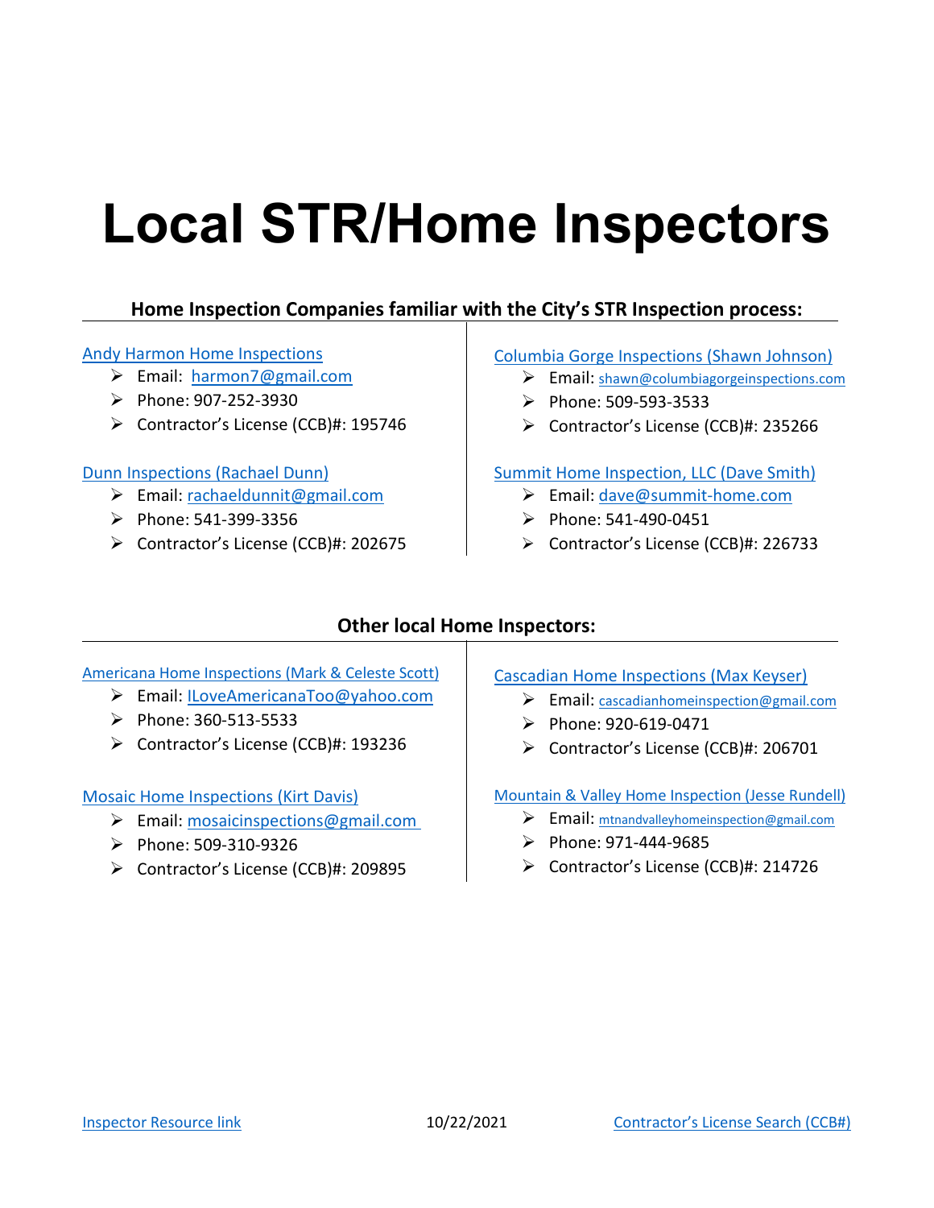# Local STR/Home Inspectors

## Home Inspection Companies familiar with the City's STR Inspection process:

Andy Harmon Home Inspections
- Email: harmon7@gmail.com
- Phone: 907-252-3930
- Contractor's License (CCB)#: 195746

Dunn Inspections (Rachael Dunn)
- Email: rachaeldunnit@gmail.com
- Phone: 541-399-3356
- Contractor's License (CCB)#: 202675

Columbia Gorge Inspections (Shawn Johnson)
- Email: shawn@columbiagorgeinspections.com
- Phone: 509-593-3533
- Contractor's License (CCB)#: 235266

Summit Home Inspection, LLC (Dave Smith)
- Email: dave@summit-home.com
- Phone: 541-490-0451
- Contractor's License (CCB)#: 226733

## Other local Home Inspectors:

Americana Home Inspections (Mark & Celeste Scott)
- Email: ILoveAmericanaToo@yahoo.com
- Phone: 360-513-5533
- Contractor's License (CCB)#: 193236

Mosaic Home Inspections (Kirt Davis)
- Email: mosaicinspections@gmail.com
- Phone: 509-310-9326
- Contractor's License (CCB)#: 209895

Cascadian Home Inspections (Max Keyser)
- Email: cascadianhomeinspection@gmail.com
- Phone: 920-619-0471
- Contractor's License (CCB)#: 206701

Mountain & Valley Home Inspection (Jesse Rundell)
- Email: mtnandvalleyhomeinspection@gmail.com
- Phone: 971-444-9685
- Contractor's License (CCB)#: 214726

Inspector Resource link

10/22/2021

Contractor's License Search (CCB#)